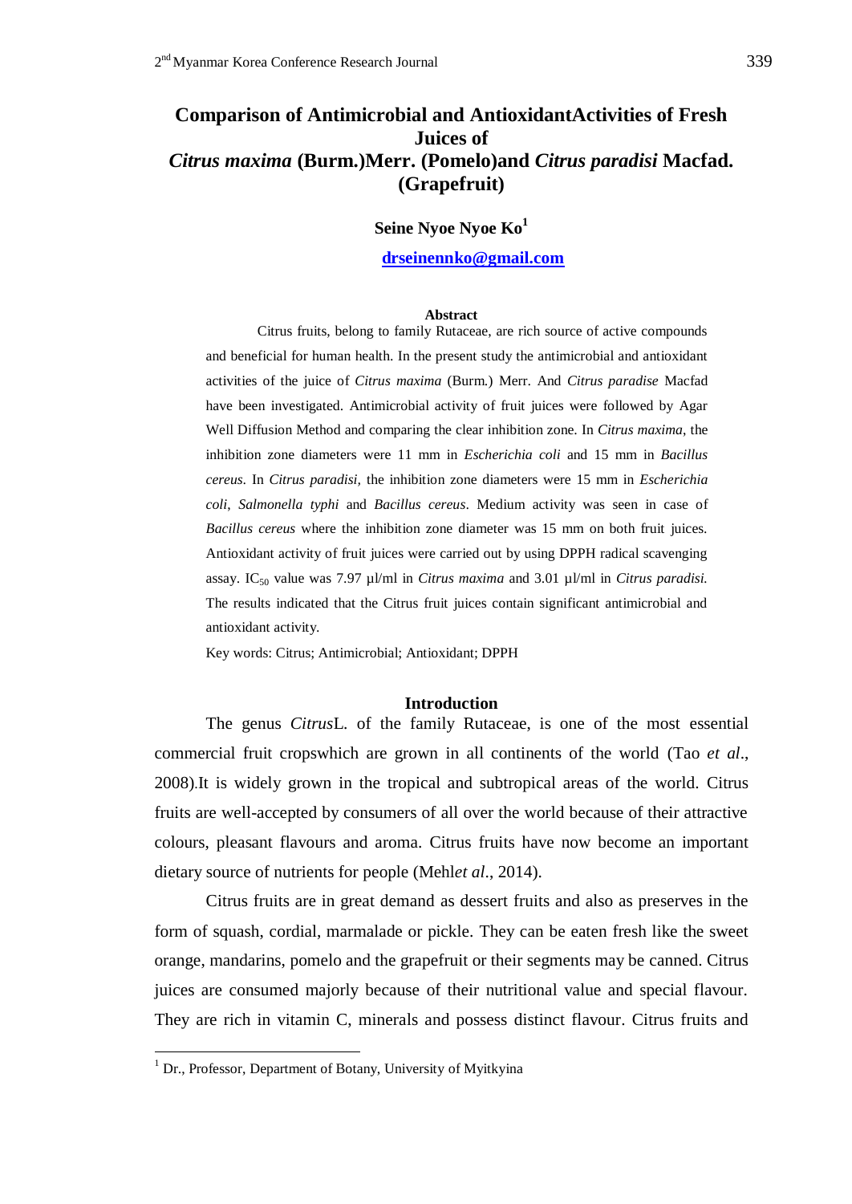# Comparison of Antimicrobial and AntioxidantActivities of Fresh Juices of *Citrus maxima* (Burm.)Merr. (Pomelo)and *Citrus paradisi* Macfad. (Grapefruit)

**Seine Nyoe Nyoe Ko**[1]

**drseinennko@gmail.com**

### Abstract

Citrus fruits, belong to family Rutaceae, are rich source of active compounds and beneficial for human health. In the present study the antimicrobial and antioxidant activities of the juice of *Citrus maxima* (Burm.) Merr. And *Citrus paradise* Macfad have been investigated. Antimicrobial activity of fruit juices were followed by Agar Well Diffusion Method and comparing the clear inhibition zone. In *Citrus maxima*, the inhibition zone diameters were 11 mm in *Escherichia coli* and 15 mm in *Bacillus cereus*. In *Citrus paradisi*, the inhibition zone diameters were 15 mm in *Escherichia coli*, *Salmonella typhi* and *Bacillus cereus*. Medium activity was seen in case of *Bacillus cereus* where the inhibition zone diameter was 15 mm on both fruit juices. Antioxidant activity of fruit juices were carried out by using DPPH radical scavenging assay. $IC_{50}$ value was 7.97 µl/ml in *Citrus maxima* and 3.01 µl/ml in *Citrus paradisi.* The results indicated that the Citrus fruit juices contain significant antimicrobial and antioxidant activity.

Key words: Citrus; Antimicrobial; Antioxidant; DPPH

## Introduction

The genus *Citrus*L. of the family Rutaceae, is one of the most essential commercial fruit cropswhich are grown in all continents of the world (Tao *et al*., 2008).It is widely grown in the tropical and subtropical areas of the world. Citrus fruits are well-accepted by consumers of all over the world because of their attractive colours, pleasant flavours and aroma. Citrus fruits have now become an important dietary source of nutrients for people (Mehl*et al*., 2014).

Citrus fruits are in great demand as dessert fruits and also as preserves in the form of squash, cordial, marmalade or pickle. They can be eaten fresh like the sweet orange, mandarins, pomelo and the grapefruit or their segments may be canned. Citrus juices are consumed majorly because of their nutritional value and special flavour. They are rich in vitamin C, minerals and possess distinct flavour. Citrus fruits and

---

[1] Dr., Professor, Department of Botany, University of Myitkyina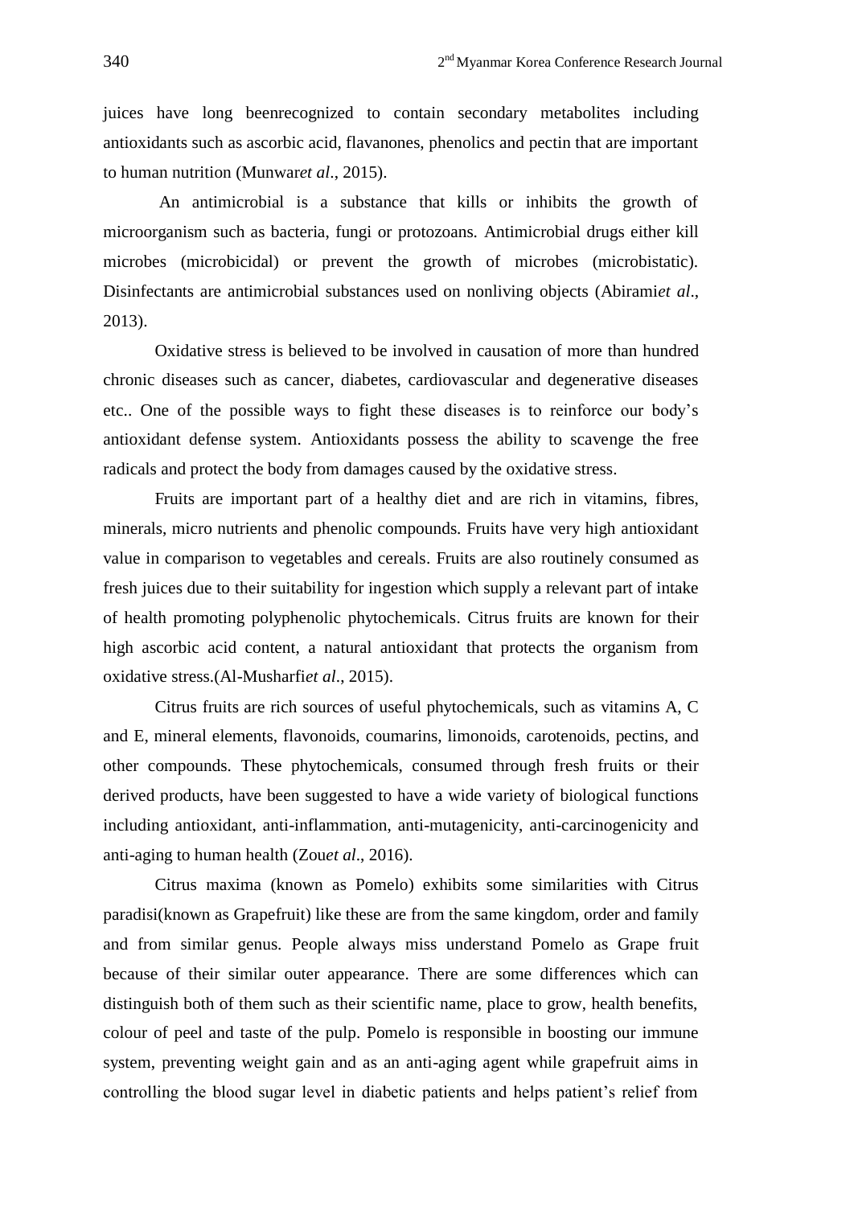juices have long beenrecognized to contain secondary metabolites including antioxidants such as ascorbic acid, flavanones, phenolics and pectin that are important to human nutrition (Munwar*et al*., 2015).

An antimicrobial is a substance that kills or inhibits the growth of microorganism such as bacteria, fungi or protozoans. Antimicrobial drugs either kill microbes (microbicidal) or prevent the growth of microbes (microbistatic). Disinfectants are antimicrobial substances used on nonliving objects (Abirami*et al*., 2013).

Oxidative stress is believed to be involved in causation of more than hundred chronic diseases such as cancer, diabetes, cardiovascular and degenerative diseases etc.. One of the possible ways to fight these diseases is to reinforce our body's antioxidant defense system. Antioxidants possess the ability to scavenge the free radicals and protect the body from damages caused by the oxidative stress.

Fruits are important part of a healthy diet and are rich in vitamins, fibres, minerals, micro nutrients and phenolic compounds. Fruits have very high antioxidant value in comparison to vegetables and cereals. Fruits are also routinely consumed as fresh juices due to their suitability for ingestion which supply a relevant part of intake of health promoting polyphenolic phytochemicals. Citrus fruits are known for their high ascorbic acid content, a natural antioxidant that protects the organism from oxidative stress.(Al-Musharfi*et al*., 2015).

Citrus fruits are rich sources of useful phytochemicals, such as vitamins A, C and E, mineral elements, flavonoids, coumarins, limonoids, carotenoids, pectins, and other compounds. These phytochemicals, consumed through fresh fruits or their derived products, have been suggested to have a wide variety of biological functions including antioxidant, anti-inflammation, anti-mutagenicity, anti-carcinogenicity and anti-aging to human health (Zou*et al*., 2016).

Citrus maxima (known as Pomelo) exhibits some similarities with Citrus paradisi(known as Grapefruit) like these are from the same kingdom, order and family and from similar genus. People always miss understand Pomelo as Grape fruit because of their similar outer appearance. There are some differences which can distinguish both of them such as their scientific name, place to grow, health benefits, colour of peel and taste of the pulp. Pomelo is responsible in boosting our immune system, preventing weight gain and as an anti-aging agent while grapefruit aims in controlling the blood sugar level in diabetic patients and helps patient's relief from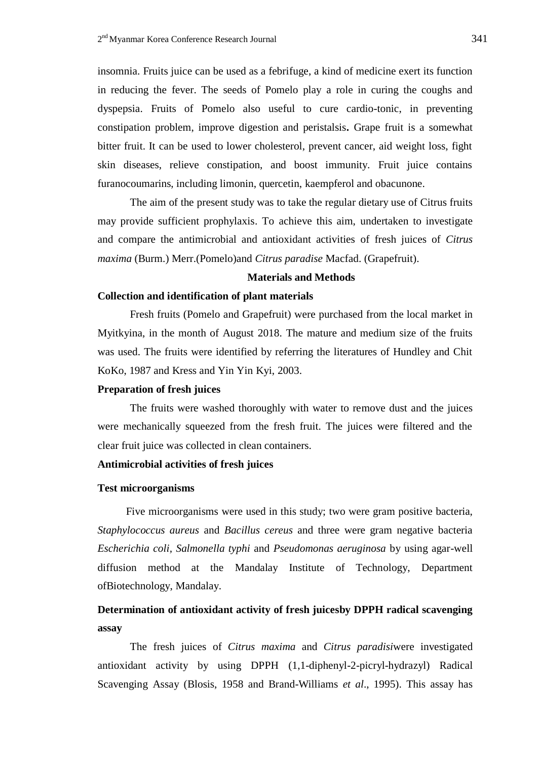insomnia. Fruits juice can be used as a febrifuge, a kind of medicine exert its function in reducing the fever. The seeds of Pomelo play a role in curing the coughs and dyspepsia. Fruits of Pomelo also useful to cure cardio-tonic, in preventing constipation problem, improve digestion and peristalsis**.** Grape fruit is a somewhat bitter fruit. It can be used to lower cholesterol, prevent cancer, aid weight loss, fight skin diseases, relieve constipation, and boost immunity. Fruit juice contains furanocoumarins, including limonin, quercetin, kaempferol and obacunone.

The aim of the present study was to take the regular dietary use of Citrus fruits may provide sufficient prophylaxis. To achieve this aim, undertaken to investigate and compare the antimicrobial and antioxidant activities of fresh juices of *Citrus maxima* (Burm.) Merr.(Pomelo)and *Citrus paradise* Macfad. (Grapefruit).

## Materials and Methods

### Collection and identification of plant materials

Fresh fruits (Pomelo and Grapefruit) were purchased from the local market in Myitkyina, in the month of August 2018. The mature and medium size of the fruits was used. The fruits were identified by referring the literatures of Hundley and Chit KoKo, 1987 and Kress and Yin Yin Kyi, 2003.

### Preparation of fresh juices

The fruits were washed thoroughly with water to remove dust and the juices were mechanically squeezed from the fresh fruit. The juices were filtered and the clear fruit juice was collected in clean containers.

### Antimicrobial activities of fresh juices

### Test microorganisms

Five microorganisms were used in this study; two were gram positive bacteria, *Staphylococcus aureus* and *Bacillus cereus* and three were gram negative bacteria *Escherichia coli, Salmonella typhi* and *Pseudomonas aeruginosa* by using agar-well diffusion method at the Mandalay Institute of Technology, Department ofBiotechnology, Mandalay.

### Determination of antioxidant activity of fresh juicesby DPPH radical scavenging assay

The fresh juices of *Citrus maxima* and *Citrus paradisi*were investigated antioxidant activity by using DPPH (1,1-diphenyl-2-picryl-hydrazyl) Radical Scavenging Assay (Blosis, 1958 and Brand-Williams *et al*., 1995). This assay has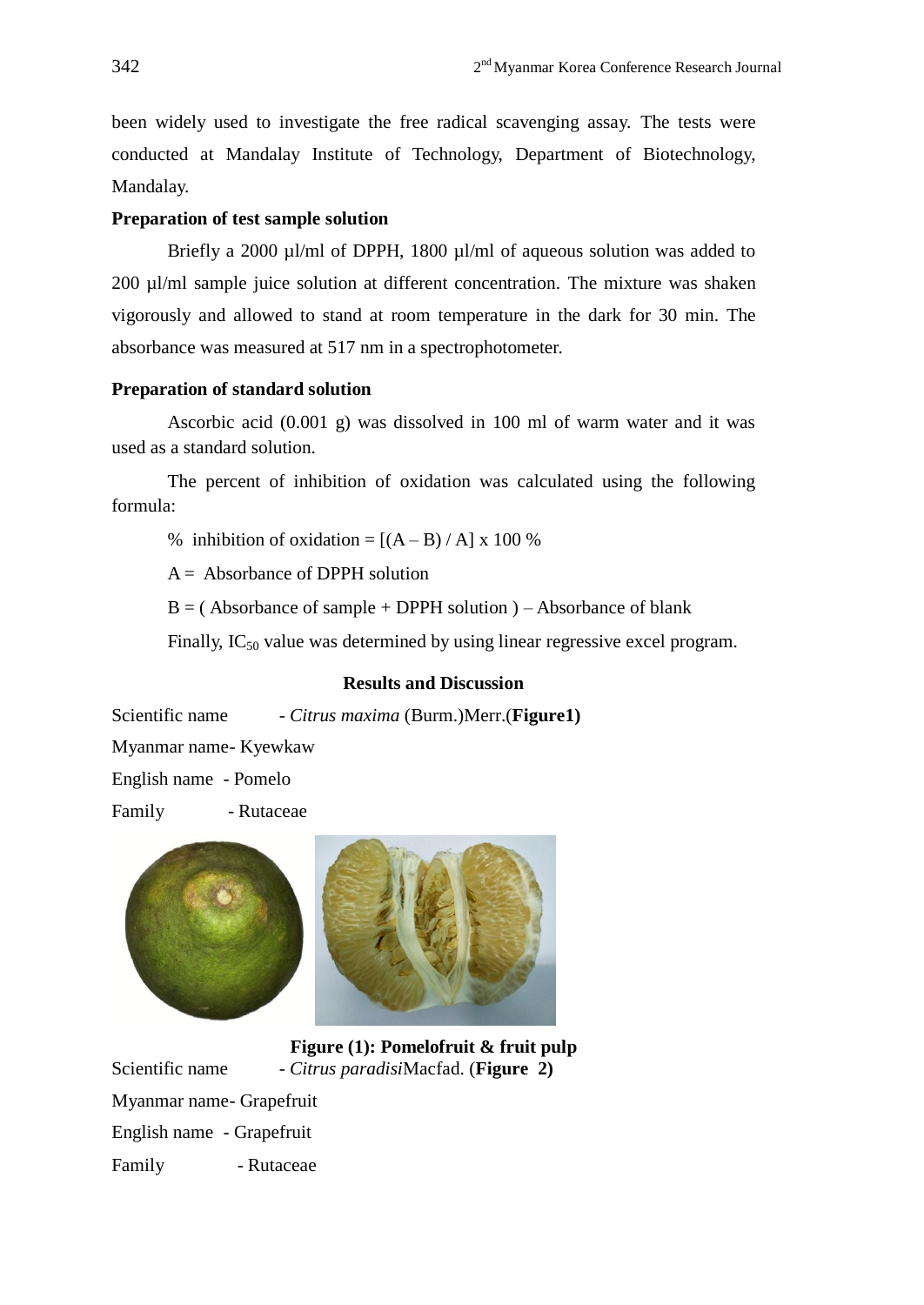been widely used to investigate the free radical scavenging assay. The tests were conducted at Mandalay Institute of Technology, Department of Biotechnology, Mandalay.

**Preparation of test sample solution**

Briefly a 2000 µl/ml of DPPH, 1800 µl/ml of aqueous solution was added to 200 µl/ml sample juice solution at different concentration. The mixture was shaken vigorously and allowed to stand at room temperature in the dark for 30 min. The absorbance was measured at 517 nm in a spectrophotometer.

**Preparation of standard solution**

Ascorbic acid (0.001 g) was dissolved in 100 ml of warm water and it was used as a standard solution.

The percent of inhibition of oxidation was calculated using the following formula:

% inhibition of oxidation = $[(A - B) / A] \times 100$ %

A = Absorbance of DPPH solution

B = ( Absorbance of sample + DPPH solution ) – Absorbance of blank

Finally, $IC_{50}$ value was determined by using linear regressive excel program.

## Results and Discussion

Scientific name - *Citrus maxima* (Burm.)Merr.(**Figure1)**

Myanmar name- Kyewkaw

English name - Pomelo

Family - Rutaceae

**Figure (1): Pomelofruit & fruit pulp**

Scientific name - *Citrus paradisi*Macfad. (**Figure 2)**

Myanmar name- Grapefruit

English name - Grapefruit

Family - Rutaceae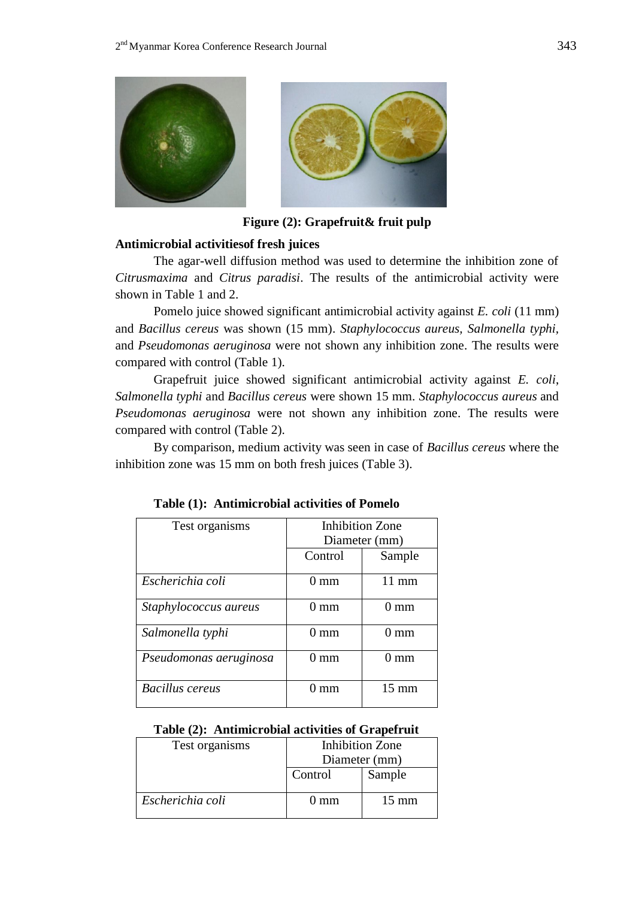**Figure (2): Grapefruit& fruit pulp**

**Antimicrobial activitiesof fresh juices**

The agar-well diffusion method was used to determine the inhibition zone of *Citrusmaxima* and *Citrus paradisi*. The results of the antimicrobial activity were shown in Table 1 and 2.

Pomelo juice showed significant antimicrobial activity against *E. coli* (11 mm) and *Bacillus cereus* was shown (15 mm). *Staphylococcus aureus*, *Salmonella typhi*, and *Pseudomonas aeruginosa* were not shown any inhibition zone. The results were compared with control (Table 1).

Grapefruit juice showed significant antimicrobial activity against *E. coli*, *Salmonella typhi* and *Bacillus cereus* were shown 15 mm. *Staphylococcus aureus* and *Pseudomonas aeruginosa* were not shown any inhibition zone. The results were compared with control (Table 2).

By comparison, medium activity was seen in case of *Bacillus cereus* where the inhibition zone was 15 mm on both fresh juices (Table 3).

**Table (1): Antimicrobial activities of Pomelo**

| Test organisms | Inhibition Zone Diameter (mm) | |
|---|---|---|
| | Control | Sample |
| *Escherichia coli* | 0 mm | 11 mm |
| *Staphylococcus aureus* | 0 mm | 0 mm |
| *Salmonella typhi* | 0 mm | 0 mm |
| *Pseudomonas aeruginosa* | 0 mm | 0 mm |
| *Bacillus cereus* | 0 mm | 15 mm |

**Table (2): Antimicrobial activities of Grapefruit**

| Test organisms | Inhibition Zone Diameter (mm) | |
|---|---|---|
| | Control | Sample |
| *Escherichia coli* | 0 mm | 15 mm |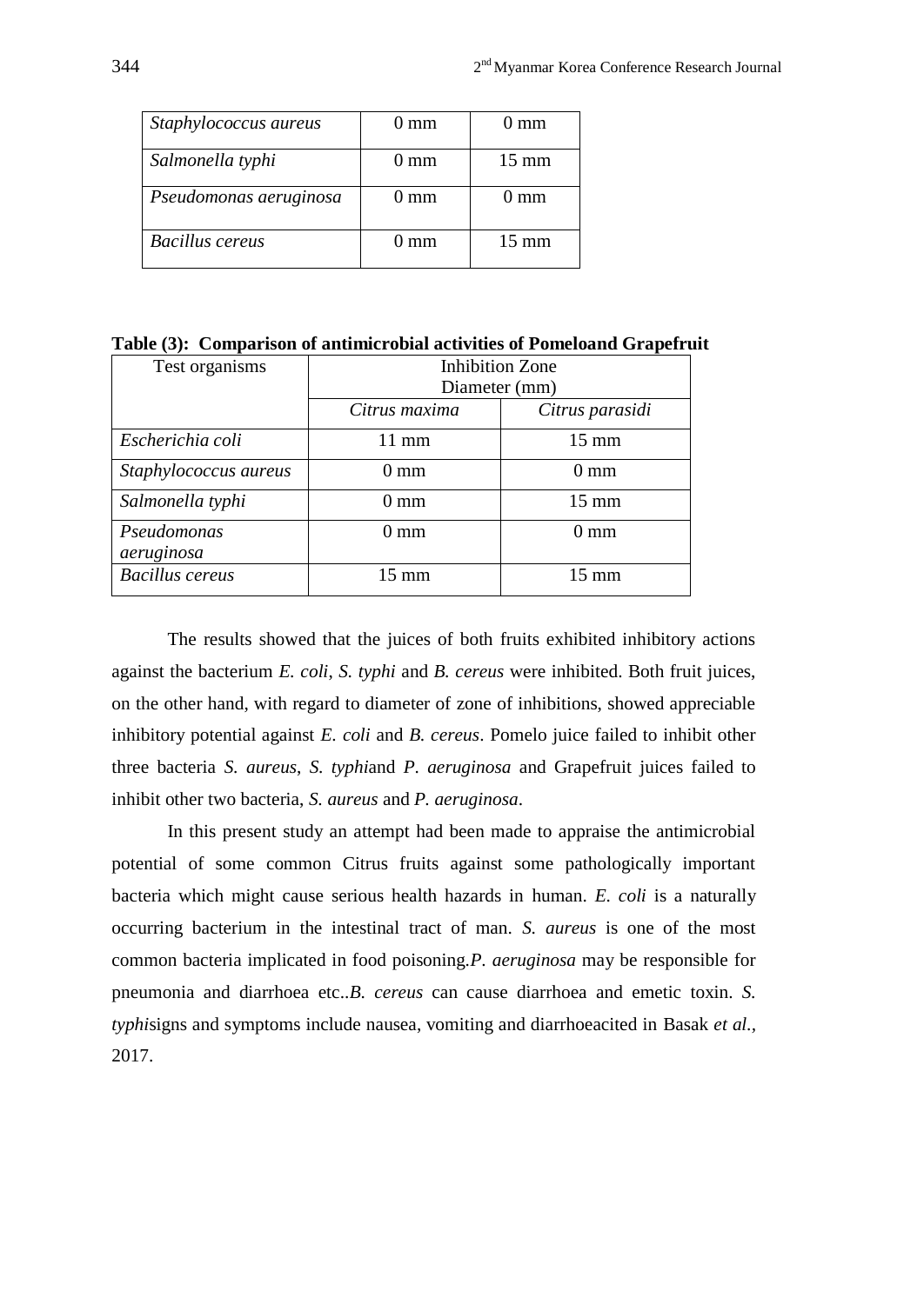| | | |
|---|---|---|
| *Staphylococcus aureus* | 0 mm | 0 mm |
| *Salmonella typhi* | 0 mm | 15 mm |
| *Pseudomonas aeruginosa* | 0 mm | 0 mm |
| *Bacillus cereus* | 0 mm | 15 mm |

**Table (3): Comparison of antimicrobial activities of Pomeloand Grapefruit**

| Test organisms | Inhibition Zone Diameter (mm) | |
|---|---|---|
| | *Citrus maxima* | *Citrus parasidi* |
| *Escherichia coli* | 11 mm | 15 mm |
| *Staphylococcus aureus* | 0 mm | 0 mm |
| *Salmonella typhi* | 0 mm | 15 mm |
| *Pseudomonas aeruginosa* | 0 mm | 0 mm |
| *Bacillus cereus* | 15 mm | 15 mm |

The results showed that the juices of both fruits exhibited inhibitory actions against the bacterium *E. coli*, *S. typhi* and *B. cereus* were inhibited. Both fruit juices, on the other hand, with regard to diameter of zone of inhibitions, showed appreciable inhibitory potential against *E. coli* and *B. cereus*. Pomelo juice failed to inhibit other three bacteria *S. aureus*, *S. typhi*and *P. aeruginosa* and Grapefruit juices failed to inhibit other two bacteria, *S. aureus* and *P. aeruginosa*.

In this present study an attempt had been made to appraise the antimicrobial potential of some common Citrus fruits against some pathologically important bacteria which might cause serious health hazards in human. *E. coli* is a naturally occurring bacterium in the intestinal tract of man. *S. aureus* is one of the most common bacteria implicated in food poisoning.*P. aeruginosa* may be responsible for pneumonia and diarrhoea etc..*B. cereus* can cause diarrhoea and emetic toxin. *S. typhi*signs and symptoms include nausea, vomiting and diarrhoeacited in Basak *et al.,* 2017.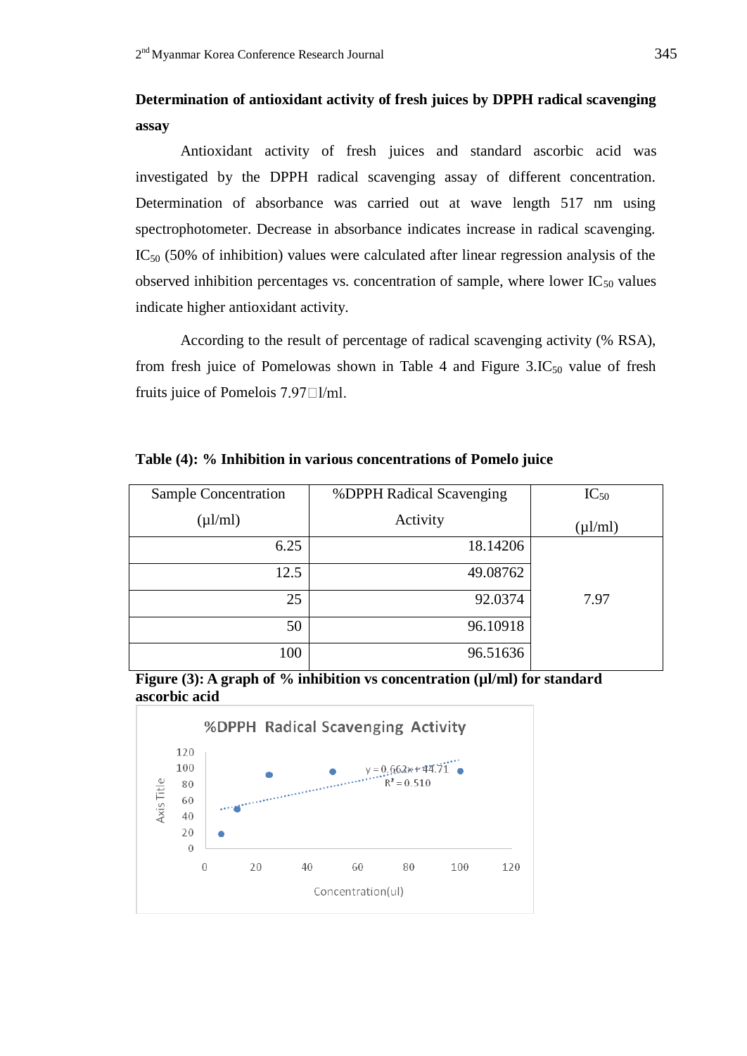**Determination of antioxidant activity of fresh juices by DPPH radical scavenging assay**

Antioxidant activity of fresh juices and standard ascorbic acid was investigated by the DPPH radical scavenging assay of different concentration. Determination of absorbance was carried out at wave length 517 nm using spectrophotometer. Decrease in absorbance indicates increase in radical scavenging. $IC_{50}$ (50% of inhibition) values were calculated after linear regression analysis of the observed inhibition percentages vs. concentration of sample, where lower $IC_{50}$ values indicate higher antioxidant activity.

According to the result of percentage of radical scavenging activity (% RSA), from fresh juice of Pomelowas shown in Table 4 and Figure 3.$IC_{50}$ value of fresh fruits juice of Pomelois 7.97□l/ml.

**Table (4): % Inhibition in various concentrations of Pomelo juice**

| Sample Concentration (µl/ml) | %DPPH Radical Scavenging Activity | $IC_{50}$ (µl/ml) |
|---|---|---|
| 6.25 | 18.14206 | 7.97 |
| 12.5 | 49.08762 | |
| 25 | 92.0374 | |
| 50 | 96.10918 | |
| 100 | 96.51636 | |

**Figure (3): A graph of % inhibition vs concentration (µl/ml) for standard ascorbic acid**

%DPPH Radical Scavenging Activity

$y = 0.662x + 44.71$

$R^2 = 0.510$

Axis Title

Concentration(ul)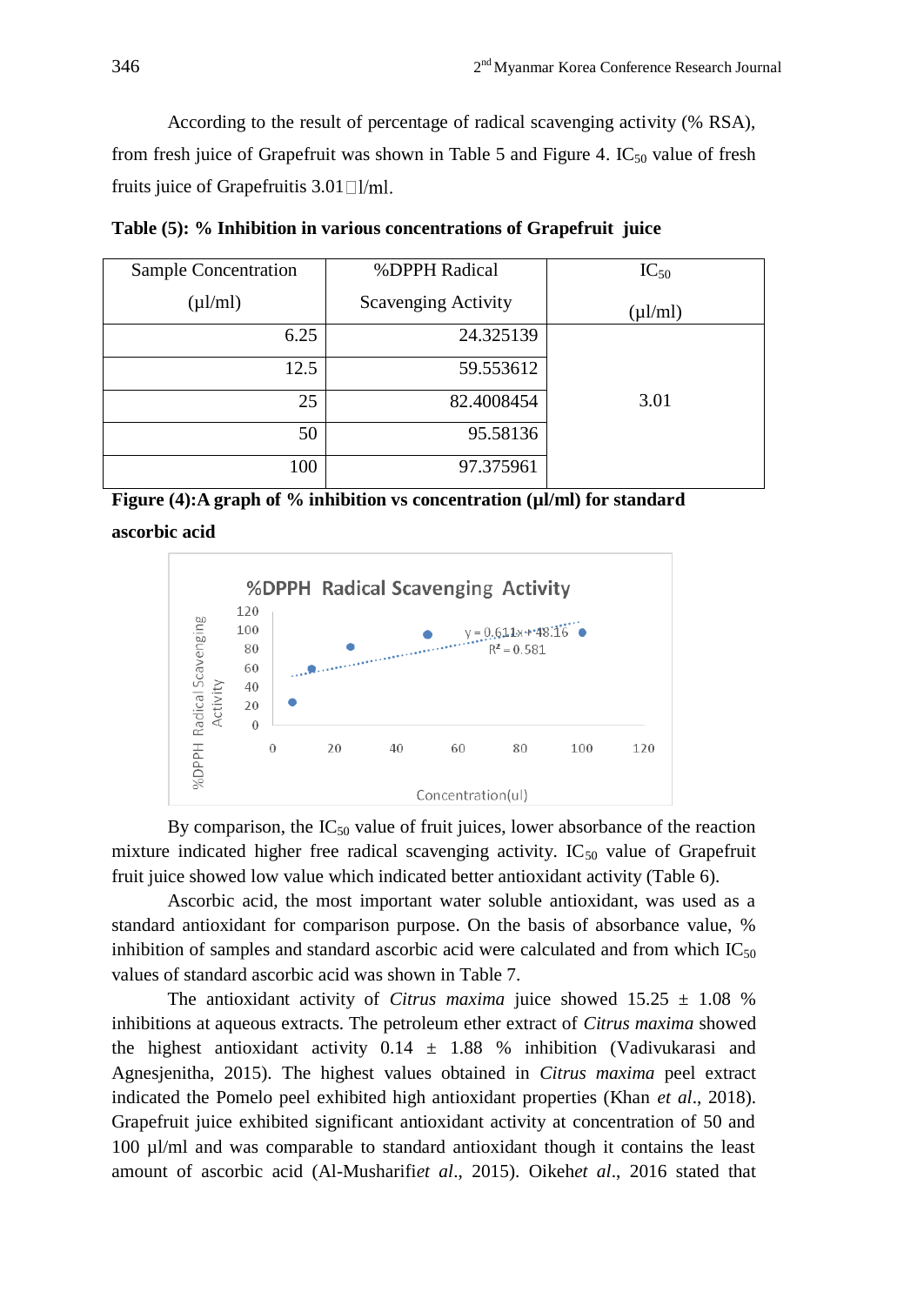According to the result of percentage of radical scavenging activity (% RSA), from fresh juice of Grapefruit was shown in Table 5 and Figure 4. $IC_{50}$ value of fresh fruits juice of Grapefruitis 3.01□l/ml.

**Table (5): % Inhibition in various concentrations of Grapefruit juice**

| Sample Concentration (µl/ml) | %DPPH Radical Scavenging Activity | $IC_{50}$ (µl/ml) |
|---|---|---|
| 6.25 | 24.325139 | 3.01 |
| 12.5 | 59.553612 | |
| 25 | 82.4008454 | |
| 50 | 95.58136 | |
| 100 | 97.375961 | |

**Figure (4):A graph of % inhibition vs concentration (µl/ml) for standard ascorbic acid**

By comparison, the $IC_{50}$ value of fruit juices, lower absorbance of the reaction mixture indicated higher free radical scavenging activity. $IC_{50}$ value of Grapefruit fruit juice showed low value which indicated better antioxidant activity (Table 6).

Ascorbic acid, the most important water soluble antioxidant, was used as a standard antioxidant for comparison purpose. On the basis of absorbance value, % inhibition of samples and standard ascorbic acid were calculated and from which $IC_{50}$ values of standard ascorbic acid was shown in Table 7.

The antioxidant activity of *Citrus maxima* juice showed 15.25 ± 1.08 % inhibitions at aqueous extracts. The petroleum ether extract of *Citrus maxima* showed the highest antioxidant activity 0.14 ± 1.88 % inhibition (Vadivukarasi and Agnesjenitha, 2015). The highest values obtained in *Citrus maxima* peel extract indicated the Pomelo peel exhibited high antioxidant properties (Khan *et al*., 2018). Grapefruit juice exhibited significant antioxidant activity at concentration of 50 and 100 µl/ml and was comparable to standard antioxidant though it contains the least amount of ascorbic acid (Al-Musharifi*et al*., 2015). Oikeh*et al*., 2016 stated that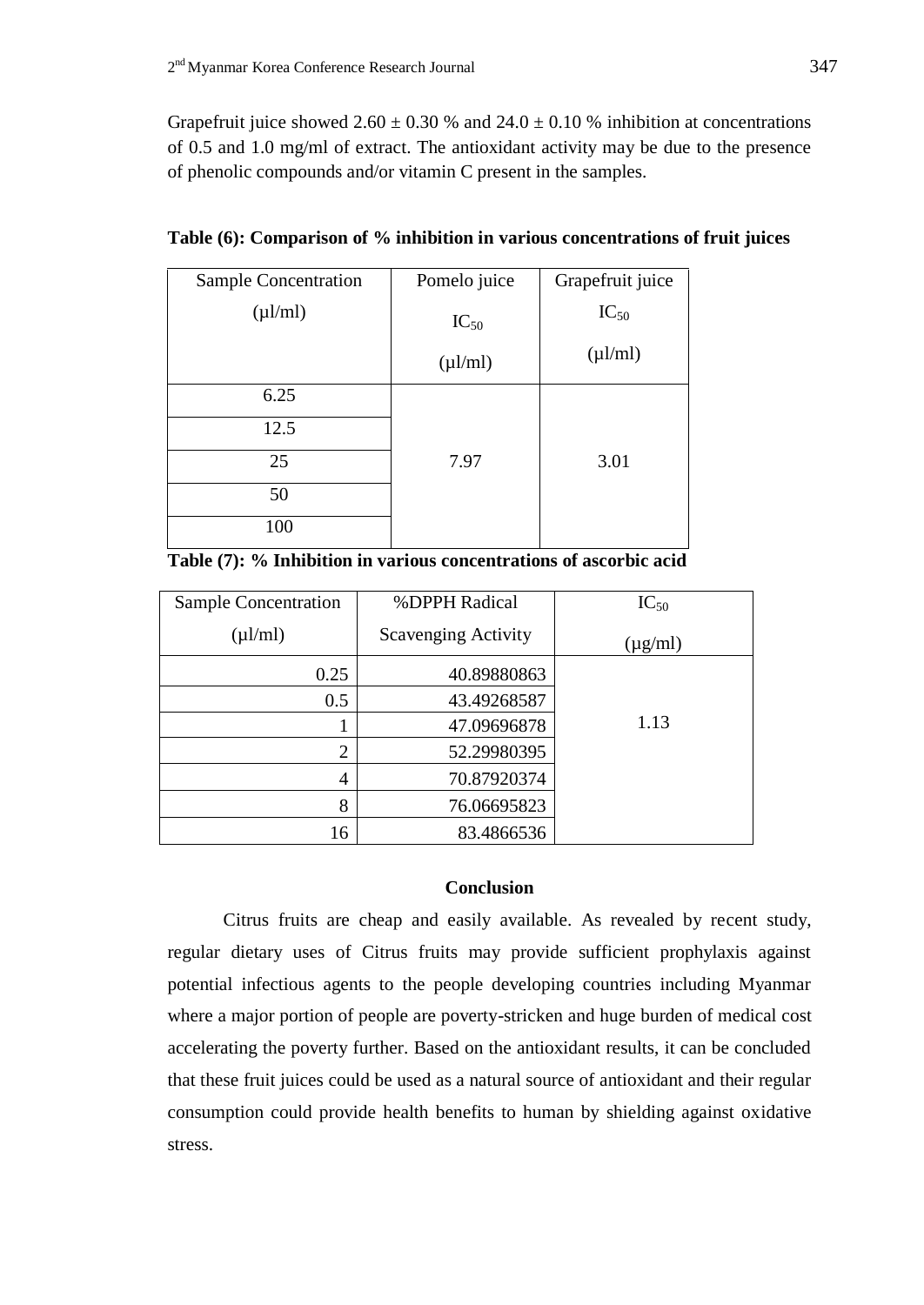Grapefruit juice showed 2.60 ± 0.30 % and 24.0 ± 0.10 % inhibition at concentrations of 0.5 and 1.0 mg/ml of extract. The antioxidant activity may be due to the presence of phenolic compounds and/or vitamin C present in the samples.

**Table (6): Comparison of % inhibition in various concentrations of fruit juices**

| Sample Concentration (µl/ml) | Pomelo juice $IC_{50}$ (µl/ml) | Grapefruit juice $IC_{50}$ (µl/ml) |
|---|---|---|
| 6.25 | 7.97 | 3.01 |
| 12.5 | | |
| 25 | | |
| 50 | | |
| 100 | | |

**Table (7): % Inhibition in various concentrations of ascorbic acid**

| Sample Concentration (µl/ml) | %DPPH Radical Scavenging Activity | $IC_{50}$ (µg/ml) |
|---|---|---|
| 0.25 | 40.89880863 | 1.13 |
| 0.5 | 43.49268587 | |
| 1 | 47.09696878 | |
| 2 | 52.29980395 | |
| 4 | 70.87920374 | |
| 8 | 76.06695823 | |
| 16 | 83.4866536 | |

## Conclusion

Citrus fruits are cheap and easily available. As revealed by recent study, regular dietary uses of Citrus fruits may provide sufficient prophylaxis against potential infectious agents to the people developing countries including Myanmar where a major portion of people are poverty-stricken and huge burden of medical cost accelerating the poverty further. Based on the antioxidant results, it can be concluded that these fruit juices could be used as a natural source of antioxidant and their regular consumption could provide health benefits to human by shielding against oxidative stress.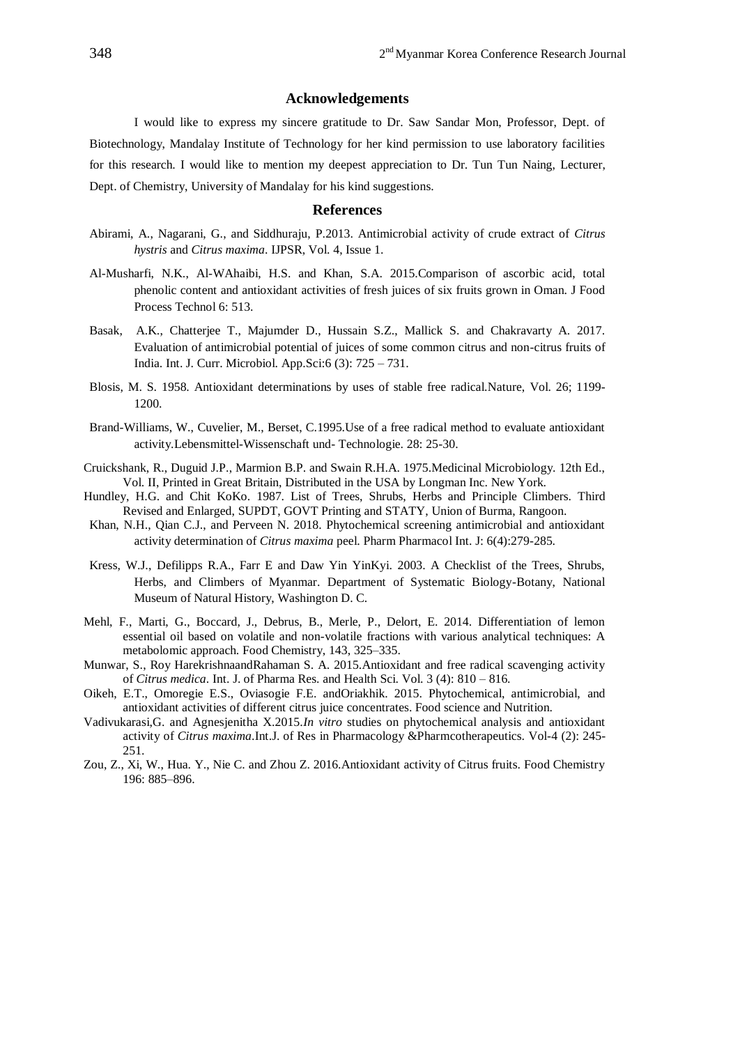## Acknowledgements

I would like to express my sincere gratitude to Dr. Saw Sandar Mon, Professor, Dept. of Biotechnology, Mandalay Institute of Technology for her kind permission to use laboratory facilities for this research. I would like to mention my deepest appreciation to Dr. Tun Tun Naing, Lecturer, Dept. of Chemistry, University of Mandalay for his kind suggestions.

## References

Abirami, A., Nagarani, G., and Siddhuraju, P.2013. Antimicrobial activity of crude extract of *Citrus hystris* and *Citrus maxima*. IJPSR, Vol. 4, Issue 1.

Al-Musharfi, N.K., Al-WAhaibi, H.S. and Khan, S.A. 2015.Comparison of ascorbic acid, total phenolic content and antioxidant activities of fresh juices of six fruits grown in Oman. J Food Process Technol 6: 513.

Basak, A.K., Chatterjee T., Majumder D., Hussain S.Z., Mallick S. and Chakravarty A. 2017. Evaluation of antimicrobial potential of juices of some common citrus and non-citrus fruits of India. Int. J. Curr. Microbiol. App.Sci:6 (3): 725 – 731.

Blosis, M. S. 1958. Antioxidant determinations by uses of stable free radical.Nature, Vol. 26; 1199-1200.

Brand-Williams, W., Cuvelier, M., Berset, C.1995.Use of a free radical method to evaluate antioxidant activity.Lebensmittel-Wissenschaft und- Technologie. 28: 25-30.

Cruickshank, R., Duguid J.P., Marmion B.P. and Swain R.H.A. 1975.Medicinal Microbiology. 12th Ed., Vol. II, Printed in Great Britain, Distributed in the USA by Longman Inc. New York.

Hundley, H.G. and Chit KoKo. 1987. List of Trees, Shrubs, Herbs and Principle Climbers. Third Revised and Enlarged, SUPDT, GOVT Printing and STATY, Union of Burma, Rangoon.

Khan, N.H., Qian C.J., and Perveen N. 2018. Phytochemical screening antimicrobial and antioxidant activity determination of *Citrus maxima* peel. Pharm Pharmacol Int. J: 6(4):279-285.

Kress, W.J., Defilipps R.A., Farr E and Daw Yin YinKyi. 2003. A Checklist of the Trees, Shrubs, Herbs, and Climbers of Myanmar. Department of Systematic Biology-Botany, National Museum of Natural History, Washington D. C.

Mehl, F., Marti, G., Boccard, J., Debrus, B., Merle, P., Delort, E. 2014. Differentiation of lemon essential oil based on volatile and non-volatile fractions with various analytical techniques: A metabolomic approach. Food Chemistry, 143, 325–335.

Munwar, S., Roy HarekrishnaandRahaman S. A. 2015.Antioxidant and free radical scavenging activity of *Citrus medica*. Int. J. of Pharma Res. and Health Sci. Vol. 3 (4): 810 – 816.

Oikeh, E.T., Omoregie E.S., Oviasogie F.E. andOriakhik. 2015. Phytochemical, antimicrobial, and antioxidant activities of different citrus juice concentrates. Food science and Nutrition.

Vadivukarasi,G. and Agnesjenitha X.2015.*In vitro* studies on phytochemical analysis and antioxidant activity of *Citrus maxima*.Int.J. of Res in Pharmacology &Pharmcotherapeutics. Vol-4 (2): 245-251.

Zou, Z., Xi, W., Hua. Y., Nie C. and Zhou Z. 2016.Antioxidant activity of Citrus fruits. Food Chemistry 196: 885–896.